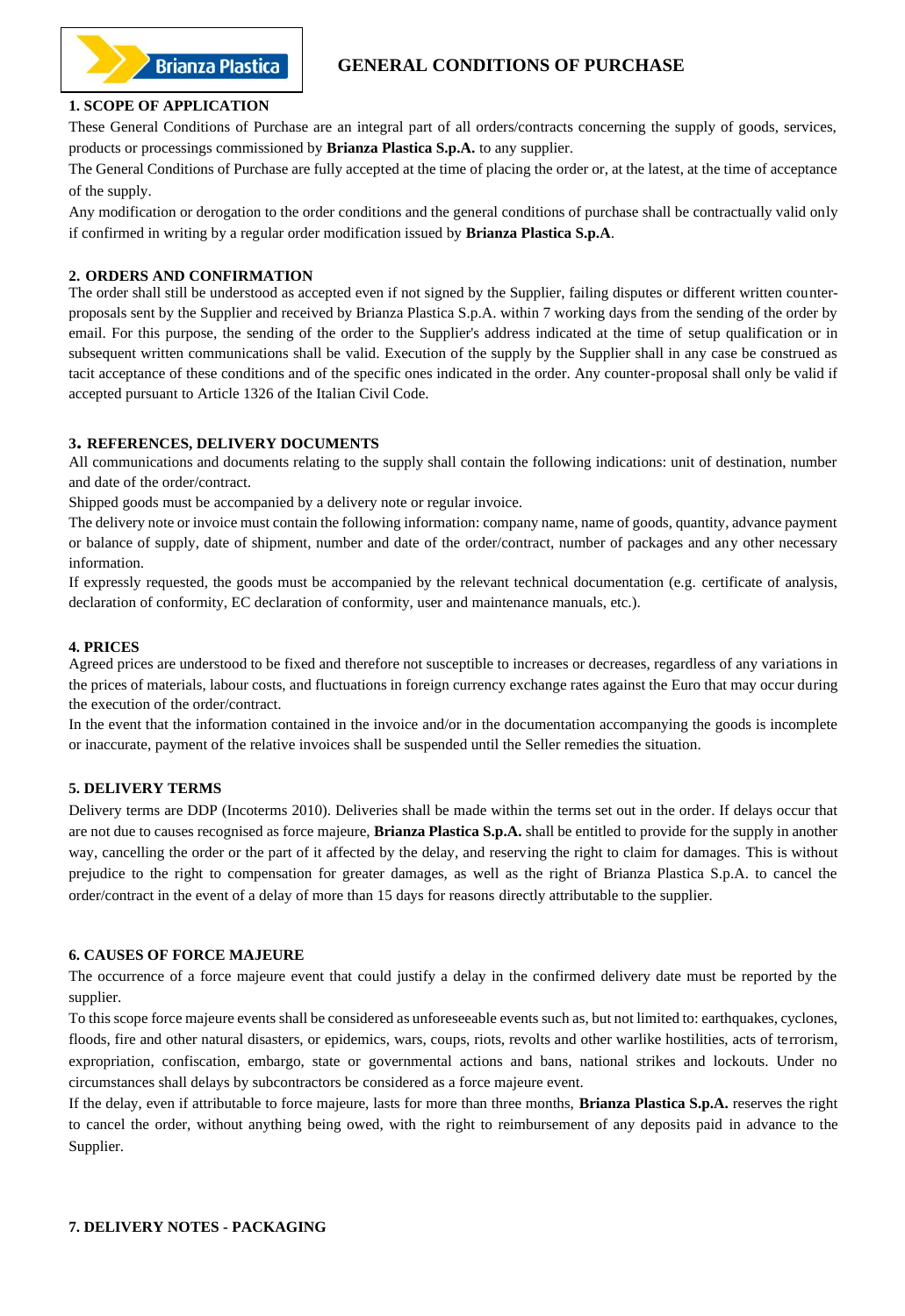Brianza Plastica

# GENERAL CONDITIONS OF PURCHASE

## 1. SCOPE OF APPLICATION

These General Conditions of Purchase are an integral part of all orders/contracts concerning the supply of goods, services, products or processings commissioned by **Brianza Plastica S.p.A.** to any supplier.

The General Conditions of Purchase are fully accepted at the time of placing the order or, at the latest, at the time of acceptance of the supply.

Any modification or derogation to the order conditions and the general conditions of purchase shall be contractually valid only if confirmed in writing by a regular order modification issued by **Brianza Plastica S.p.A**.

## 2. ORDERS AND CONFIRMATION

The order shall still be understood as accepted even if not signed by the Supplier, failing disputes or different written counter-proposals sent by the Supplier and received by Brianza Plastica S.p.A. within 7 working days from the sending of the order by email. For this purpose, the sending of the order to the Supplier's address indicated at the time of setup qualification or in subsequent written communications shall be valid. Execution of the supply by the Supplier shall in any case be construed as tacit acceptance of these conditions and of the specific ones indicated in the order. Any counter-proposal shall only be valid if accepted pursuant to Article 1326 of the Italian Civil Code.

## 3. REFERENCES, DELIVERY DOCUMENTS

All communications and documents relating to the supply shall contain the following indications: unit of destination, number and date of the order/contract.

Shipped goods must be accompanied by a delivery note or regular invoice.

The delivery note or invoice must contain the following information: company name, name of goods, quantity, advance payment or balance of supply, date of shipment, number and date of the order/contract, number of packages and any other necessary information.

If expressly requested, the goods must be accompanied by the relevant technical documentation (e.g. certificate of analysis, declaration of conformity, EC declaration of conformity, user and maintenance manuals, etc.).

## 4. PRICES

Agreed prices are understood to be fixed and therefore not susceptible to increases or decreases, regardless of any variations in the prices of materials, labour costs, and fluctuations in foreign currency exchange rates against the Euro that may occur during the execution of the order/contract.

In the event that the information contained in the invoice and/or in the documentation accompanying the goods is incomplete or inaccurate, payment of the relative invoices shall be suspended until the Seller remedies the situation.

## 5. DELIVERY TERMS

Delivery terms are DDP (Incoterms 2010). Deliveries shall be made within the terms set out in the order. If delays occur that are not due to causes recognised as force majeure, **Brianza Plastica S.p.A.** shall be entitled to provide for the supply in another way, cancelling the order or the part of it affected by the delay, and reserving the right to claim for damages. This is without prejudice to the right to compensation for greater damages, as well as the right of Brianza Plastica S.p.A. to cancel the order/contract in the event of a delay of more than 15 days for reasons directly attributable to the supplier.

## 6. CAUSES OF FORCE MAJEURE

The occurrence of a force majeure event that could justify a delay in the confirmed delivery date must be reported by the supplier.

To this scope force majeure events shall be considered as unforeseeable events such as, but not limited to: earthquakes, cyclones, floods, fire and other natural disasters, or epidemics, wars, coups, riots, revolts and other warlike hostilities, acts of terrorism, expropriation, confiscation, embargo, state or governmental actions and bans, national strikes and lockouts. Under no circumstances shall delays by subcontractors be considered as a force majeure event.

If the delay, even if attributable to force majeure, lasts for more than three months, **Brianza Plastica S.p.A.** reserves the right to cancel the order, without anything being owed, with the right to reimbursement of any deposits paid in advance to the Supplier.

## 7. DELIVERY NOTES - PACKAGING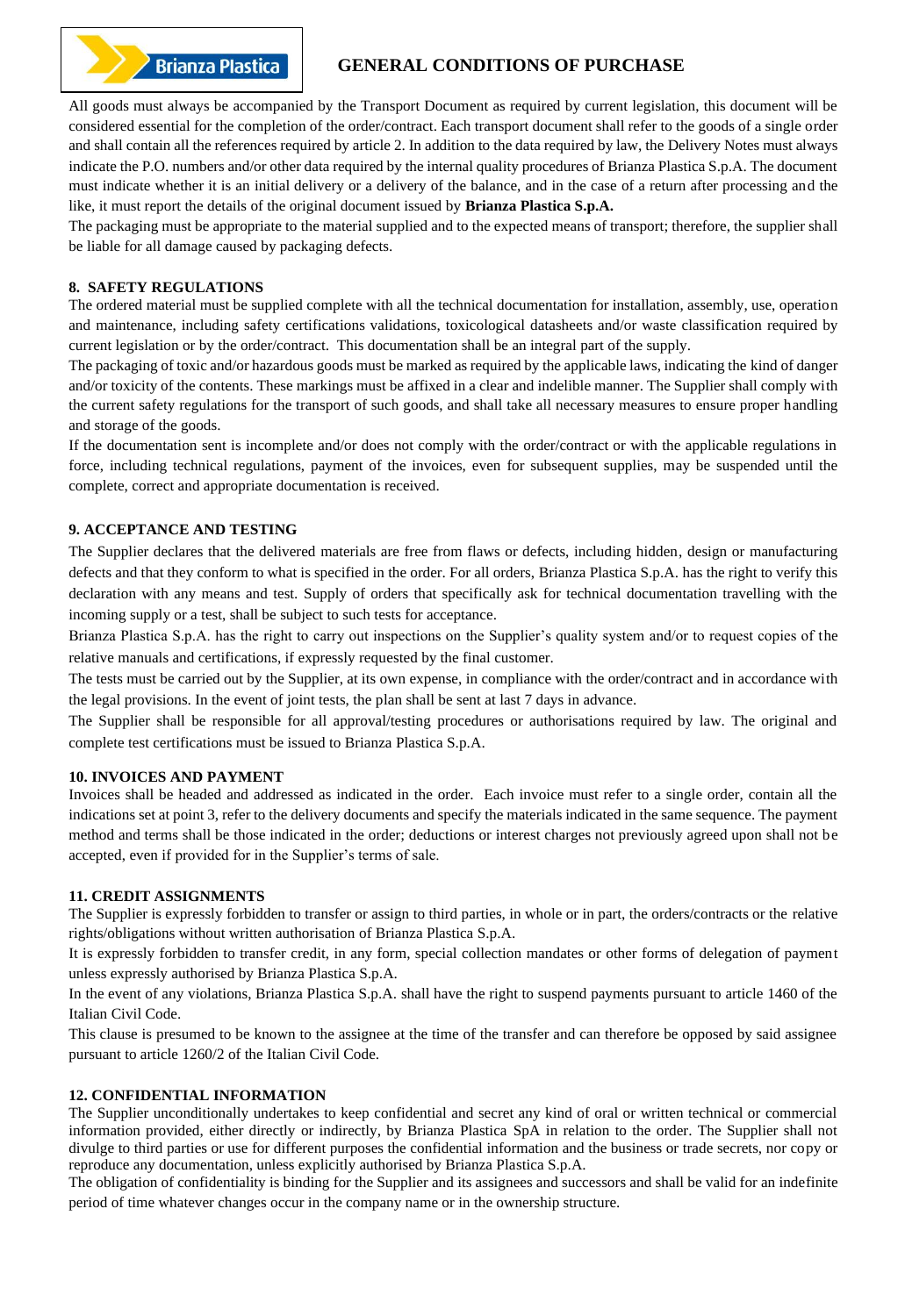All goods must always be accompanied by the Transport Document as required by current legislation, this document will be considered essential for the completion of the order/contract. Each transport document shall refer to the goods of a single order and shall contain all the references required by article 2. In addition to the data required by law, the Delivery Notes must always indicate the P.O. numbers and/or other data required by the internal quality procedures of Brianza Plastica S.p.A. The document must indicate whether it is an initial delivery or a delivery of the balance, and in the case of a return after processing and the like, it must report the details of the original document issued by **Brianza Plastica S.p.A.**

The packaging must be appropriate to the material supplied and to the expected means of transport; therefore, the supplier shall be liable for all damage caused by packaging defects.

### 8. SAFETY REGULATIONS

The ordered material must be supplied complete with all the technical documentation for installation, assembly, use, operation and maintenance, including safety certifications validations, toxicological datasheets and/or waste classification required by current legislation or by the order/contract. This documentation shall be an integral part of the supply.

The packaging of toxic and/or hazardous goods must be marked as required by the applicable laws, indicating the kind of danger and/or toxicity of the contents. These markings must be affixed in a clear and indelible manner. The Supplier shall comply with the current safety regulations for the transport of such goods, and shall take all necessary measures to ensure proper handling and storage of the goods.

If the documentation sent is incomplete and/or does not comply with the order/contract or with the applicable regulations in force, including technical regulations, payment of the invoices, even for subsequent supplies, may be suspended until the complete, correct and appropriate documentation is received.

### 9. ACCEPTANCE AND TESTING

The Supplier declares that the delivered materials are free from flaws or defects, including hidden, design or manufacturing defects and that they conform to what is specified in the order. For all orders, Brianza Plastica S.p.A. has the right to verify this declaration with any means and test. Supply of orders that specifically ask for technical documentation travelling with the incoming supply or a test, shall be subject to such tests for acceptance.

Brianza Plastica S.p.A. has the right to carry out inspections on the Supplier's quality system and/or to request copies of the relative manuals and certifications, if expressly requested by the final customer.

The tests must be carried out by the Supplier, at its own expense, in compliance with the order/contract and in accordance with the legal provisions. In the event of joint tests, the plan shall be sent at last 7 days in advance.

The Supplier shall be responsible for all approval/testing procedures or authorisations required by law. The original and complete test certifications must be issued to Brianza Plastica S.p.A.

### 10. INVOICES AND PAYMENT

Invoices shall be headed and addressed as indicated in the order. Each invoice must refer to a single order, contain all the indications set at point 3, refer to the delivery documents and specify the materials indicated in the same sequence. The payment method and terms shall be those indicated in the order; deductions or interest charges not previously agreed upon shall not be accepted, even if provided for in the Supplier's terms of sale.

### 11. CREDIT ASSIGNMENTS

The Supplier is expressly forbidden to transfer or assign to third parties, in whole or in part, the orders/contracts or the relative rights/obligations without written authorisation of Brianza Plastica S.p.A.

It is expressly forbidden to transfer credit, in any form, special collection mandates or other forms of delegation of payment unless expressly authorised by Brianza Plastica S.p.A.

In the event of any violations, Brianza Plastica S.p.A. shall have the right to suspend payments pursuant to article 1460 of the Italian Civil Code.

This clause is presumed to be known to the assignee at the time of the transfer and can therefore be opposed by said assignee pursuant to article 1260/2 of the Italian Civil Code.

### 12. CONFIDENTIAL INFORMATION

The Supplier unconditionally undertakes to keep confidential and secret any kind of oral or written technical or commercial information provided, either directly or indirectly, by Brianza Plastica SpA in relation to the order. The Supplier shall not divulge to third parties or use for different purposes the confidential information and the business or trade secrets, nor copy or reproduce any documentation, unless explicitly authorised by Brianza Plastica S.p.A.

The obligation of confidentiality is binding for the Supplier and its assignees and successors and shall be valid for an indefinite period of time whatever changes occur in the company name or in the ownership structure.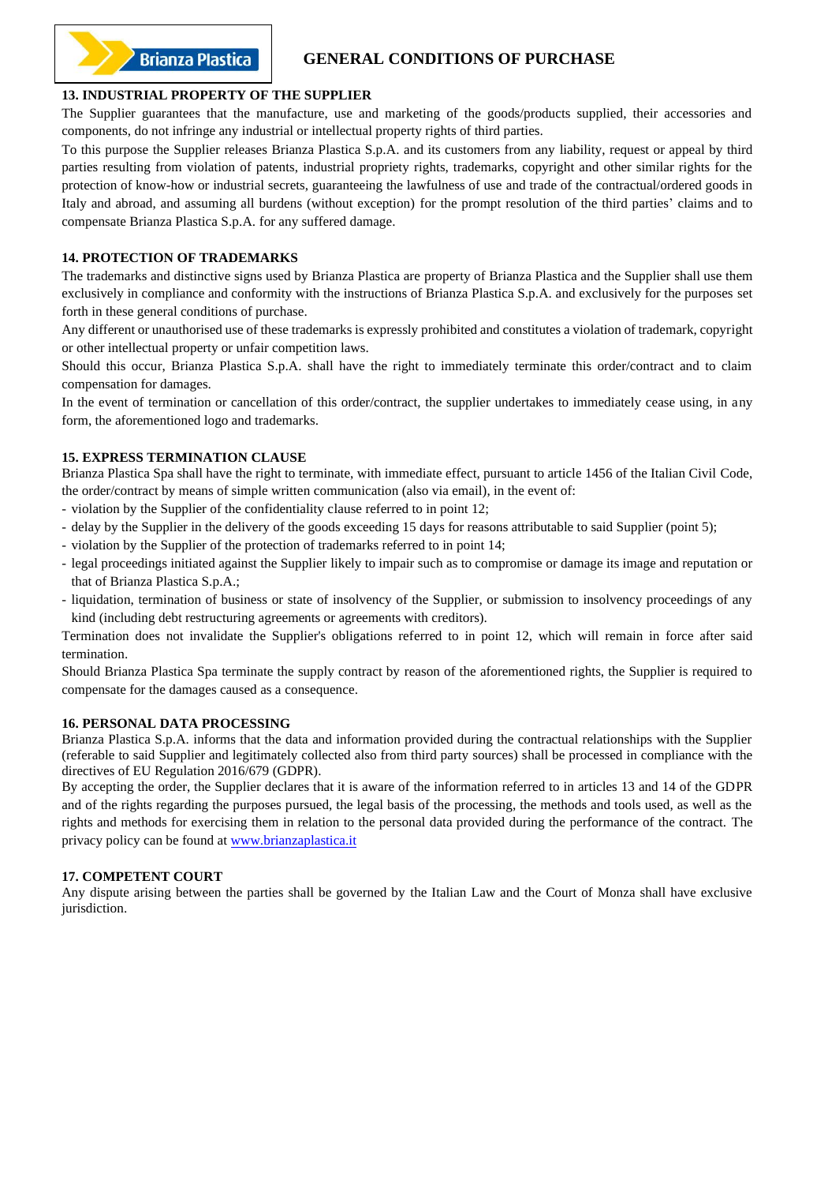### 13. INDUSTRIAL PROPERTY OF THE SUPPLIER

The Supplier guarantees that the manufacture, use and marketing of the goods/products supplied, their accessories and components, do not infringe any industrial or intellectual property rights of third parties.

To this purpose the Supplier releases Brianza Plastica S.p.A. and its customers from any liability, request or appeal by third parties resulting from violation of patents, industrial propriety rights, trademarks, copyright and other similar rights for the protection of know-how or industrial secrets, guaranteeing the lawfulness of use and trade of the contractual/ordered goods in Italy and abroad, and assuming all burdens (without exception) for the prompt resolution of the third parties' claims and to compensate Brianza Plastica S.p.A. for any suffered damage.

### 14. PROTECTION OF TRADEMARKS

The trademarks and distinctive signs used by Brianza Plastica are property of Brianza Plastica and the Supplier shall use them exclusively in compliance and conformity with the instructions of Brianza Plastica S.p.A. and exclusively for the purposes set forth in these general conditions of purchase.

Any different or unauthorised use of these trademarks is expressly prohibited and constitutes a violation of trademark, copyright or other intellectual property or unfair competition laws.

Should this occur, Brianza Plastica S.p.A. shall have the right to immediately terminate this order/contract and to claim compensation for damages.

In the event of termination or cancellation of this order/contract, the supplier undertakes to immediately cease using, in any form, the aforementioned logo and trademarks.

### 15. EXPRESS TERMINATION CLAUSE

Brianza Plastica Spa shall have the right to terminate, with immediate effect, pursuant to article 1456 of the Italian Civil Code, the order/contract by means of simple written communication (also via email), in the event of:

- violation by the Supplier of the confidentiality clause referred to in point 12;
- delay by the Supplier in the delivery of the goods exceeding 15 days for reasons attributable to said Supplier (point 5);
- violation by the Supplier of the protection of trademarks referred to in point 14;
- legal proceedings initiated against the Supplier likely to impair such as to compromise or damage its image and reputation or that of Brianza Plastica S.p.A.;
- liquidation, termination of business or state of insolvency of the Supplier, or submission to insolvency proceedings of any kind (including debt restructuring agreements or agreements with creditors).

Termination does not invalidate the Supplier's obligations referred to in point 12, which will remain in force after said termination.

Should Brianza Plastica Spa terminate the supply contract by reason of the aforementioned rights, the Supplier is required to compensate for the damages caused as a consequence.

### 16. PERSONAL DATA PROCESSING

Brianza Plastica S.p.A. informs that the data and information provided during the contractual relationships with the Supplier (referable to said Supplier and legitimately collected also from third party sources) shall be processed in compliance with the directives of EU Regulation 2016/679 (GDPR).

By accepting the order, the Supplier declares that it is aware of the information referred to in articles 13 and 14 of the GDPR and of the rights regarding the purposes pursued, the legal basis of the processing, the methods and tools used, as well as the rights and methods for exercising them in relation to the personal data provided during the performance of the contract. The privacy policy can be found at [www.brianzaplastica.it](http://www.brianzaplastica.it)

### 17. COMPETENT COURT

Any dispute arising between the parties shall be governed by the Italian Law and the Court of Monza shall have exclusive jurisdiction.